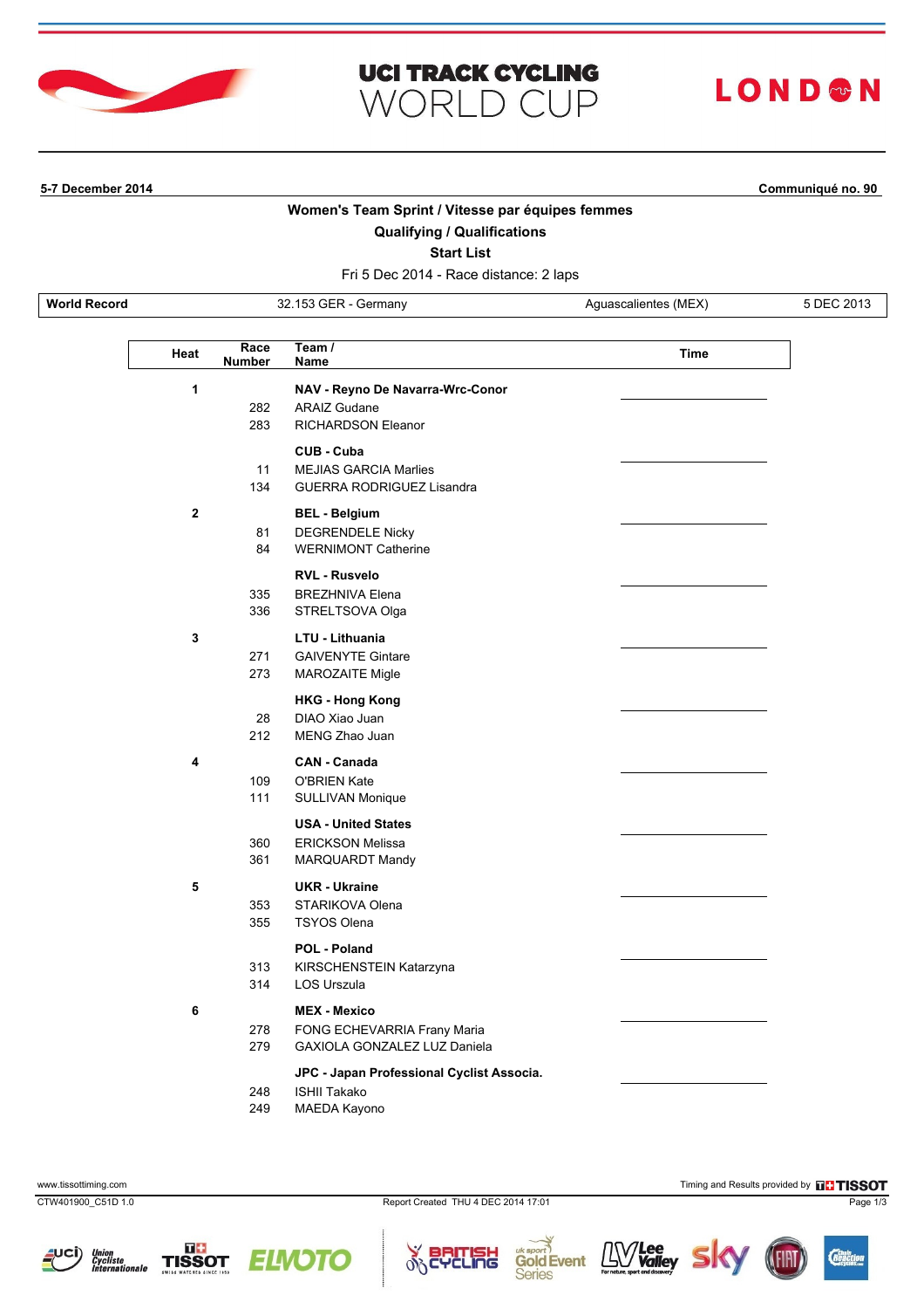# UCI TRACK CYCLING WORLD CUP

LONDON

**5-7 December 2014** **Communiqué no. 90**

## Women's Team Sprint / Vitesse par équipes femmes

### Qualifying / Qualifications

### Start List

Fri 5 Dec 2014 - Race distance: 2 laps

| World Record | 32.153 GER - Germany | Aguascalientes (MEX) | 5 DEC 2013 |
|---|---|---|---|

| Heat | Race Number | Team / Name | Time |
|---|---|---|---|
| 1 | | **NAV - Reyno De Navarra-Wrc-Conor** | |
| | 282 | ARAIZ Gudane | |
| | 283 | RICHARDSON Eleanor | |
| | | **CUB - Cuba** | |
| | 11 | MEJIAS GARCIA Marlies | |
| | 134 | GUERRA RODRIGUEZ Lisandra | |
| 2 | | **BEL - Belgium** | |
| | 81 | DEGRENDELE Nicky | |
| | 84 | WERNIMONT Catherine | |
| | | **RVL - Rusvelo** | |
| | 335 | BREZHNIVA Elena | |
| | 336 | STRELTSOVA Olga | |
| 3 | | **LTU - Lithuania** | |
| | 271 | GAIVENYTE Gintare | |
| | 273 | MAROZAITE Migle | |
| | | **HKG - Hong Kong** | |
| | 28 | DIAO Xiao Juan | |
| | 212 | MENG Zhao Juan | |
| 4 | | **CAN - Canada** | |
| | 109 | O'BRIEN Kate | |
| | 111 | SULLIVAN Monique | |
| | | **USA - United States** | |
| | 360 | ERICKSON Melissa | |
| | 361 | MARQUARDT Mandy | |
| 5 | | **UKR - Ukraine** | |
| | 353 | STARIKOVA Olena | |
| | 355 | TSYOS Olena | |
| | | **POL - Poland** | |
| | 313 | KIRSCHENSTEIN Katarzyna | |
| | 314 | LOS Urszula | |
| 6 | | **MEX - Mexico** | |
| | 278 | FONG ECHEVARRIA Frany Maria | |
| | 279 | GAXIOLA GONZALEZ LUZ Daniela | |
| | | **JPC - Japan Professional Cyclist Associa.** | |
| | 248 | ISHII Takako | |
| | 249 | MAEDA Kayono | |

www.tissottiming.com

Timing and Results provided by TISSOT

CTW401900_C51D 1.0

Report Created THU 4 DEC 2014 17:01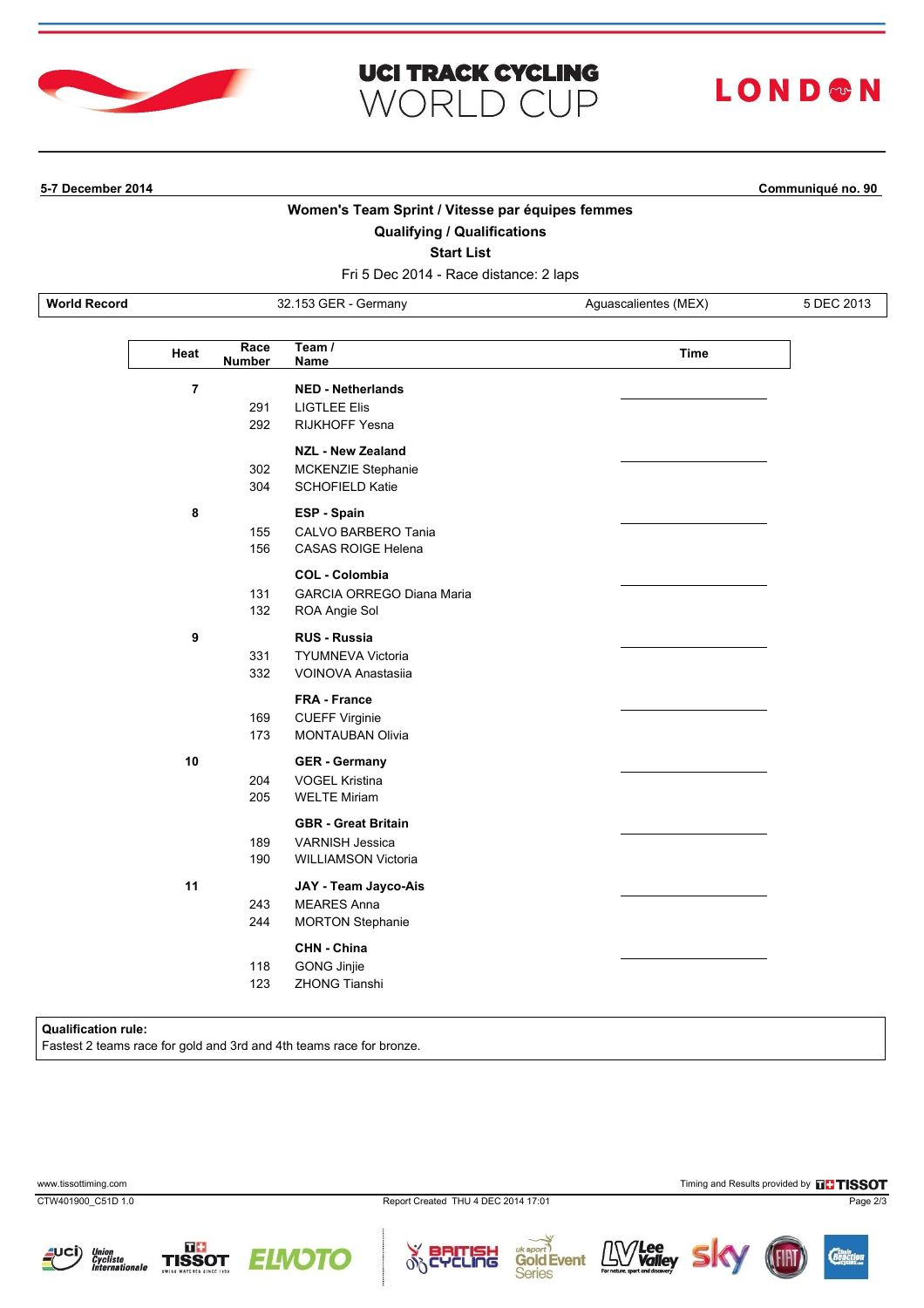# UCI TRACK CYCLING WORLD CUP

LONDON

**5-7 December 2014** **Communiqué no. 90**

## Women's Team Sprint / Vitesse par équipes femmes

### Qualifying / Qualifications

### Start List

Fri 5 Dec 2014 - Race distance: 2 laps

| World Record | 32.153 GER - Germany | Aguascalientes (MEX) | 5 DEC 2013 |
|---|---|---|---|

| Heat | Race Number | Team / Name | Time |
|---|---|---|---|
| 7 | | **NED - Netherlands** | |
| | 291 | LIGTLEE Elis | |
| | 292 | RIJKHOFF Yesna | |
| | | **NZL - New Zealand** | |
| | 302 | MCKENZIE Stephanie | |
| | 304 | SCHOFIELD Katie | |
| 8 | | **ESP - Spain** | |
| | 155 | CALVO BARBERO Tania | |
| | 156 | CASAS ROIGE Helena | |
| | | **COL - Colombia** | |
| | 131 | GARCIA ORREGO Diana Maria | |
| | 132 | ROA Angie Sol | |
| 9 | | **RUS - Russia** | |
| | 331 | TYUMNEVA Victoria | |
| | 332 | VOINOVA Anastasiia | |
| | | **FRA - France** | |
| | 169 | CUEFF Virginie | |
| | 173 | MONTAUBAN Olivia | |
| 10 | | **GER - Germany** | |
| | 204 | VOGEL Kristina | |
| | 205 | WELTE Miriam | |
| | | **GBR - Great Britain** | |
| | 189 | VARNISH Jessica | |
| | 190 | WILLIAMSON Victoria | |
| 11 | | **JAY - Team Jayco-Ais** | |
| | 243 | MEARES Anna | |
| | 244 | MORTON Stephanie | |
| | | **CHN - China** | |
| | 118 | GONG Jinjie | |
| | 123 | ZHONG Tianshi | |

**Qualification rule:**
Fastest 2 teams race for gold and 3rd and 4th teams race for bronze.

www.tissottiming.com — Timing and Results provided by TISSOT

CTW401900_C51D 1.0 — Report Created THU 4 DEC 2014 17:01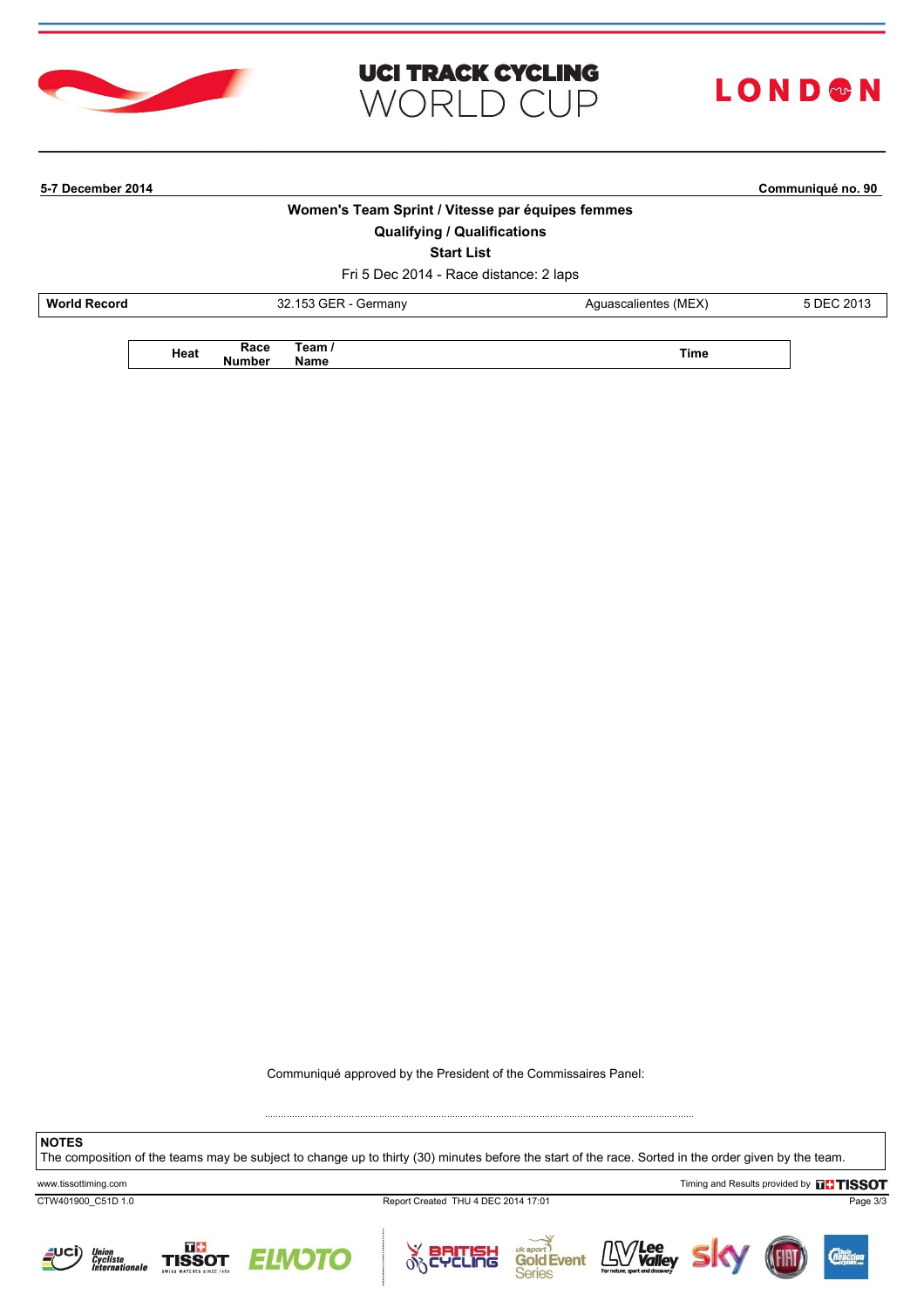**UCI TRACK CYCLING WORLD CUP**

**LONDON**

**5-7 December 2014** | **Communiqué no. 90**

## Women's Team Sprint / Vitesse par équipes femmes

### Qualifying / Qualifications

### Start List

Fri 5 Dec 2014 - Race distance: 2 laps

| **World Record** | 32.153 GER - Germany | Aguascalientes (MEX) | 5 DEC 2013 |
|---|---|---|---|

| Heat | Race Number | Team / Name | Time |
|---|---|---|---|

Communiqué approved by the President of the Commissaires Panel:

..............................................................................................................................

**NOTES**

The composition of the teams may be subject to change up to thirty (30) minutes before the start of the race. Sorted in the order given by the team.

www.tissottiming.com

Timing and Results provided by TISSOT

CTW401900_C51D 1.0

Report Created THU 4 DEC 2014 17:01